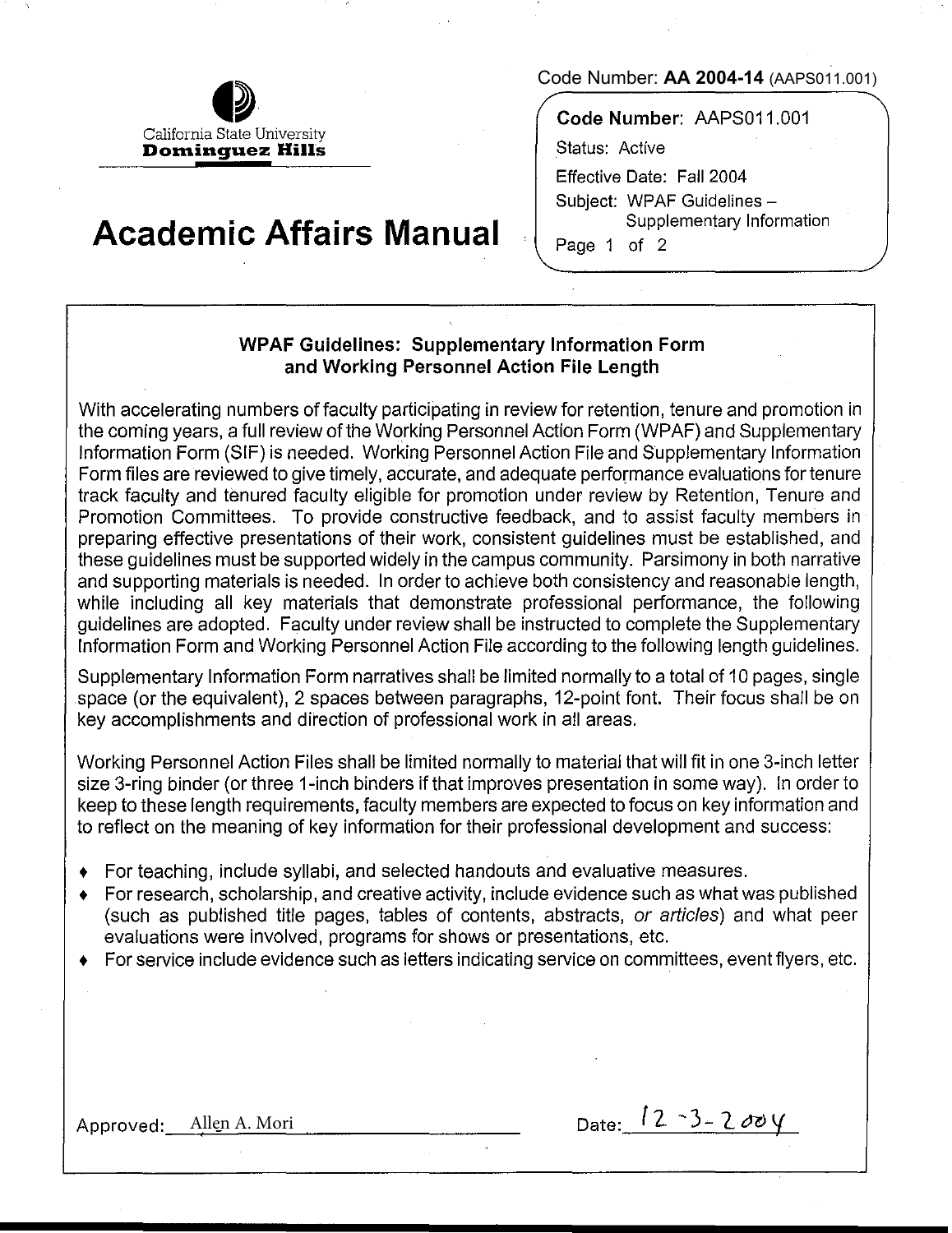Code Number: **AA 2004-14** (AAPS011.001)

California State University
**Dominguez Hills**

# Academic Affairs Manual

**Code Number**: AAPS011.001
Status: Active
Effective Date: Fall 2004
Subject: WPAF Guidelines – Supplementary Information

## WPAF Guidelines: Supplementary Information Form and Working Personnel Action File Length

With accelerating numbers of faculty participating in review for retention, tenure and promotion in the coming years, a full review of the Working Personnel Action Form (WPAF) and Supplementary Information Form (SIF) is needed. Working Personnel Action File and Supplementary Information Form files are reviewed to give timely, accurate, and adequate performance evaluations for tenure track faculty and tenured faculty eligible for promotion under review by Retention, Tenure and Promotion Committees. To provide constructive feedback, and to assist faculty members in preparing effective presentations of their work, consistent guidelines must be established, and these guidelines must be supported widely in the campus community. Parsimony in both narrative and supporting materials is needed. In order to achieve both consistency and reasonable length, while including all key materials that demonstrate professional performance, the following guidelines are adopted. Faculty under review shall be instructed to complete the Supplementary Information Form and Working Personnel Action File according to the following length guidelines.

Supplementary Information Form narratives shall be limited normally to a total of 10 pages, single space (or the equivalent), 2 spaces between paragraphs, 12-point font. Their focus shall be on key accomplishments and direction of professional work in all areas.

Working Personnel Action Files shall be limited normally to material that will fit in one 3-inch letter size 3-ring binder (or three 1-inch binders if that improves presentation in some way). In order to keep to these length requirements, faculty members are expected to focus on key information and to reflect on the meaning of key information for their professional development and success:

- For teaching, include syllabi, and selected handouts and evaluative measures.
- For research, scholarship, and creative activity, include evidence such as what was published (such as published title pages, tables of contents, abstracts, *or articles*) and what peer evaluations were involved, programs for shows or presentations, etc.
- For service include evidence such as letters indicating service on committees, event flyers, etc.

Approved: Allen A. Mori

Date: 12-3-2004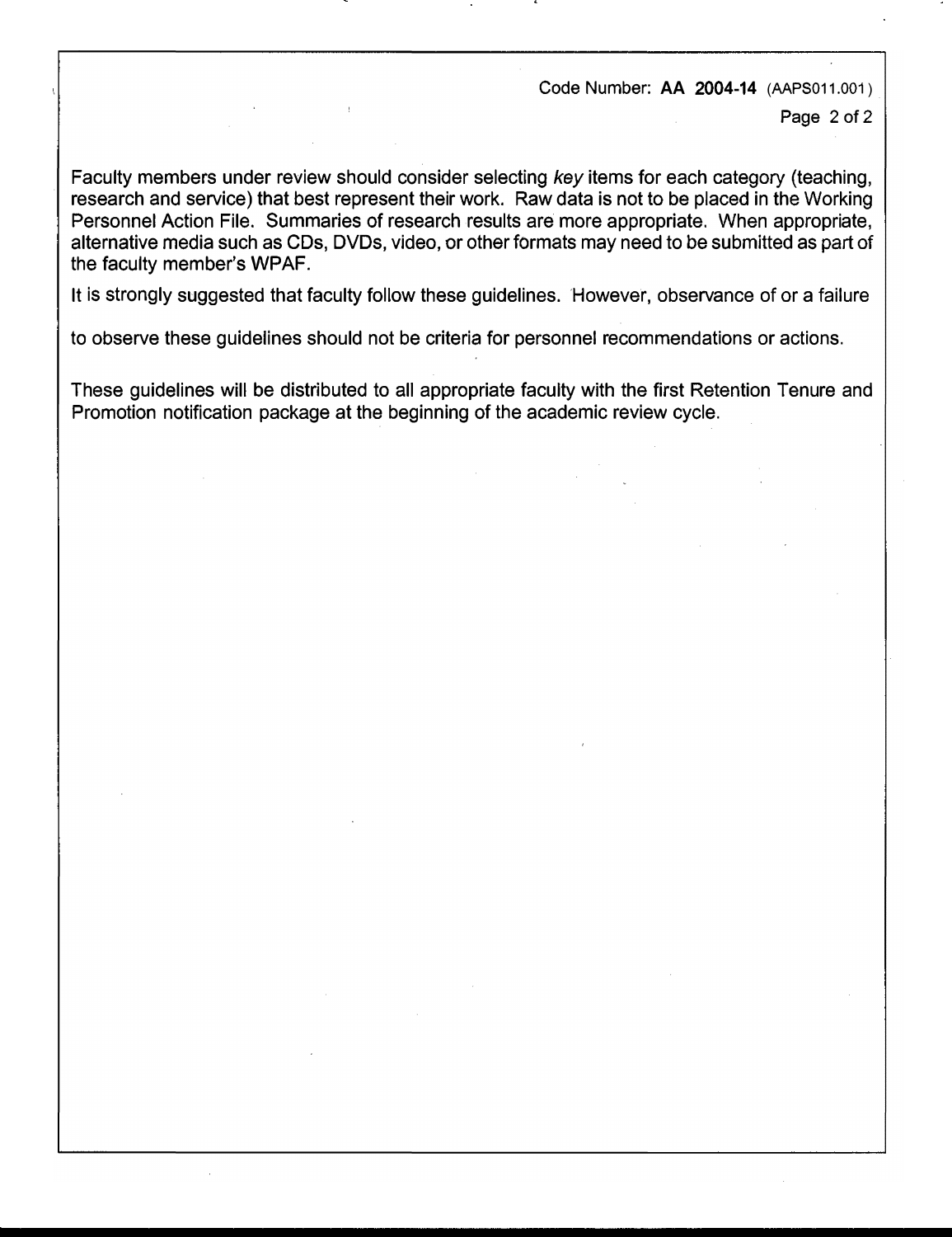Faculty members under review should consider selecting *key* items for each category (teaching, research and service) that best represent their work. Raw data is not to be placed in the Working Personnel Action File. Summaries of research results are more appropriate. When appropriate, alternative media such as CDs, DVDs, video, or other formats may need to be submitted as part of the faculty member's WPAF.

It is strongly suggested that faculty follow these guidelines. However, observance of or a failure to observe these guidelines should not be criteria for personnel recommendations or actions.

These guidelines will be distributed to all appropriate faculty with the first Retention Tenure and Promotion notification package at the beginning of the academic review cycle.